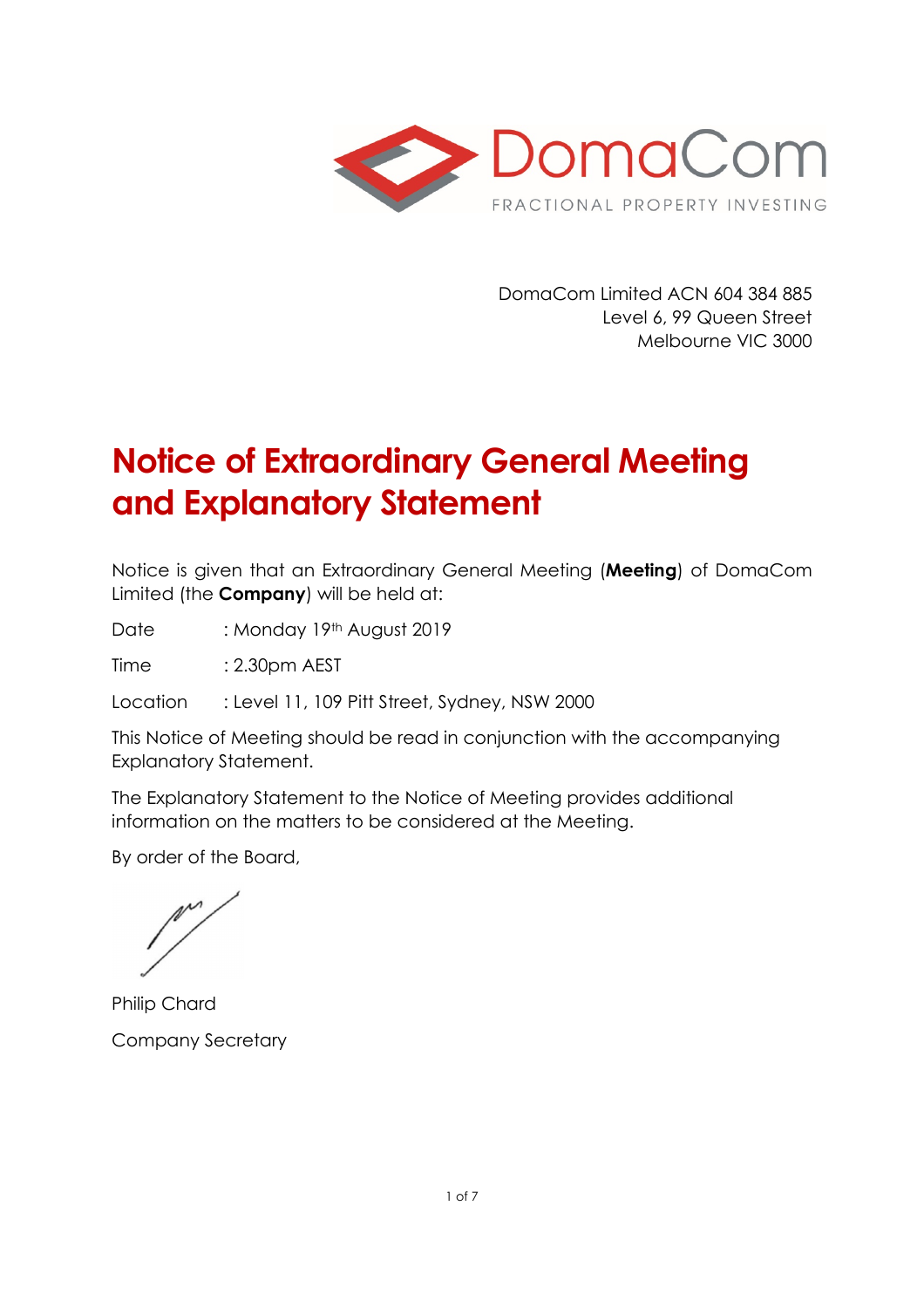DomaCom Limited ACN 604 384 885
Level 6, 99 Queen Street
Melbourne VIC 3000

# Notice of Extraordinary General Meeting and Explanatory Statement

Notice is given that an Extraordinary General Meeting (**Meeting**) of DomaCom Limited (the **Company**) will be held at:

Date : Monday 19th August 2019

Time : 2.30pm AEST

Location : Level 11, 109 Pitt Street, Sydney, NSW 2000

This Notice of Meeting should be read in conjunction with the accompanying Explanatory Statement.

The Explanatory Statement to the Notice of Meeting provides additional information on the matters to be considered at the Meeting.

By order of the Board,

Philip Chard

Company Secretary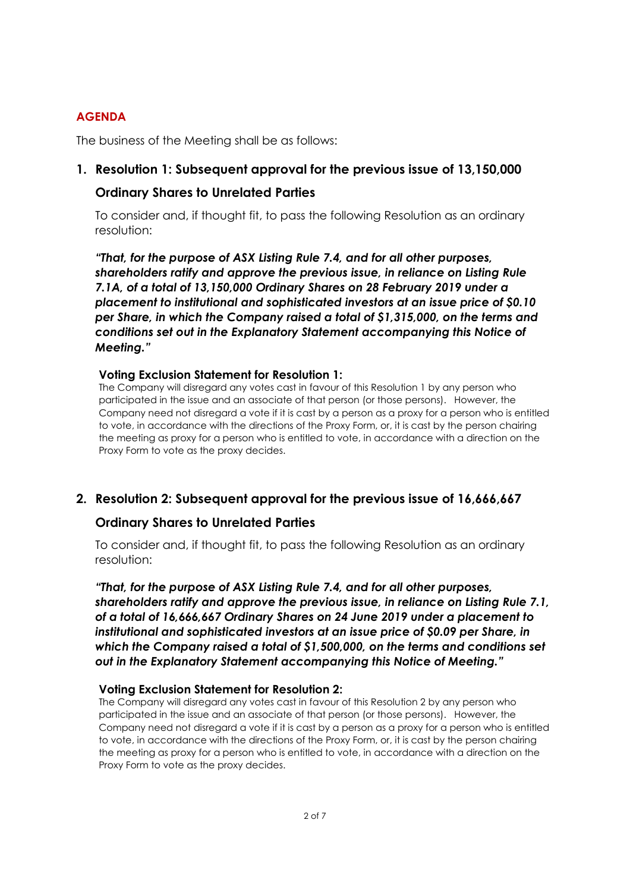## AGENDA

The business of the Meeting shall be as follows:

### 1. Resolution 1: Subsequent approval for the previous issue of 13,150,000 Ordinary Shares to Unrelated Parties

To consider and, if thought fit, to pass the following Resolution as an ordinary resolution:

***"That, for the purpose of ASX Listing Rule 7.4, and for all other purposes, shareholders ratify and approve the previous issue, in reliance on Listing Rule 7.1A, of a total of 13,150,000 Ordinary Shares on 28 February 2019 under a placement to institutional and sophisticated investors at an issue price of $0.10 per Share, in which the Company raised a total of $1,315,000, on the terms and conditions set out in the Explanatory Statement accompanying this Notice of Meeting."***

**Voting Exclusion Statement for Resolution 1:**

The Company will disregard any votes cast in favour of this Resolution 1 by any person who participated in the issue and an associate of that person (or those persons). However, the Company need not disregard a vote if it is cast by a person as a proxy for a person who is entitled to vote, in accordance with the directions of the Proxy Form, or, it is cast by the person chairing the meeting as proxy for a person who is entitled to vote, in accordance with a direction on the Proxy Form to vote as the proxy decides.

### 2. Resolution 2: Subsequent approval for the previous issue of 16,666,667 Ordinary Shares to Unrelated Parties

To consider and, if thought fit, to pass the following Resolution as an ordinary resolution:

***"That, for the purpose of ASX Listing Rule 7.4, and for all other purposes, shareholders ratify and approve the previous issue, in reliance on Listing Rule 7.1, of a total of 16,666,667 Ordinary Shares on 24 June 2019 under a placement to institutional and sophisticated investors at an issue price of $0.09 per Share, in which the Company raised a total of $1,500,000, on the terms and conditions set out in the Explanatory Statement accompanying this Notice of Meeting."***

**Voting Exclusion Statement for Resolution 2:**

The Company will disregard any votes cast in favour of this Resolution 2 by any person who participated in the issue and an associate of that person (or those persons). However, the Company need not disregard a vote if it is cast by a person as a proxy for a person who is entitled to vote, in accordance with the directions of the Proxy Form, or, it is cast by the person chairing the meeting as proxy for a person who is entitled to vote, in accordance with a direction on the Proxy Form to vote as the proxy decides.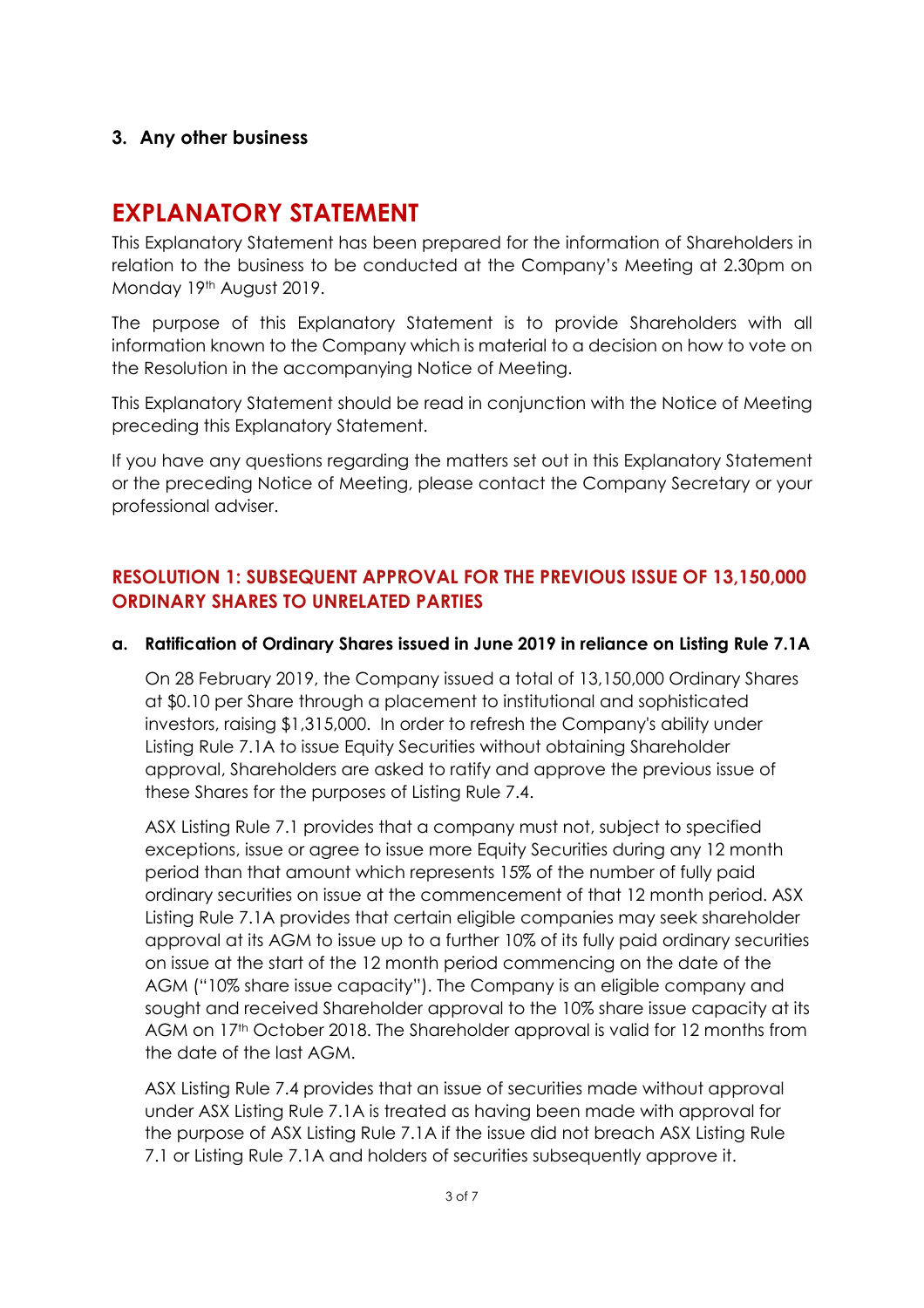## 3. Any other business

# EXPLANATORY STATEMENT

This Explanatory Statement has been prepared for the information of Shareholders in relation to the business to be conducted at the Company's Meeting at 2.30pm on Monday 19th August 2019.

The purpose of this Explanatory Statement is to provide Shareholders with all information known to the Company which is material to a decision on how to vote on the Resolution in the accompanying Notice of Meeting.

This Explanatory Statement should be read in conjunction with the Notice of Meeting preceding this Explanatory Statement.

If you have any questions regarding the matters set out in this Explanatory Statement or the preceding Notice of Meeting, please contact the Company Secretary or your professional adviser.

## RESOLUTION 1: SUBSEQUENT APPROVAL FOR THE PREVIOUS ISSUE OF 13,150,000 ORDINARY SHARES TO UNRELATED PARTIES

### a. Ratification of Ordinary Shares issued in June 2019 in reliance on Listing Rule 7.1A

On 28 February 2019, the Company issued a total of 13,150,000 Ordinary Shares at $0.10 per Share through a placement to institutional and sophisticated investors, raising $1,315,000. In order to refresh the Company's ability under Listing Rule 7.1A to issue Equity Securities without obtaining Shareholder approval, Shareholders are asked to ratify and approve the previous issue of these Shares for the purposes of Listing Rule 7.4.

ASX Listing Rule 7.1 provides that a company must not, subject to specified exceptions, issue or agree to issue more Equity Securities during any 12 month period than that amount which represents 15% of the number of fully paid ordinary securities on issue at the commencement of that 12 month period. ASX Listing Rule 7.1A provides that certain eligible companies may seek shareholder approval at its AGM to issue up to a further 10% of its fully paid ordinary securities on issue at the start of the 12 month period commencing on the date of the AGM ("10% share issue capacity"). The Company is an eligible company and sought and received Shareholder approval to the 10% share issue capacity at its AGM on 17th October 2018. The Shareholder approval is valid for 12 months from the date of the last AGM.

ASX Listing Rule 7.4 provides that an issue of securities made without approval under ASX Listing Rule 7.1A is treated as having been made with approval for the purpose of ASX Listing Rule 7.1A if the issue did not breach ASX Listing Rule 7.1 or Listing Rule 7.1A and holders of securities subsequently approve it.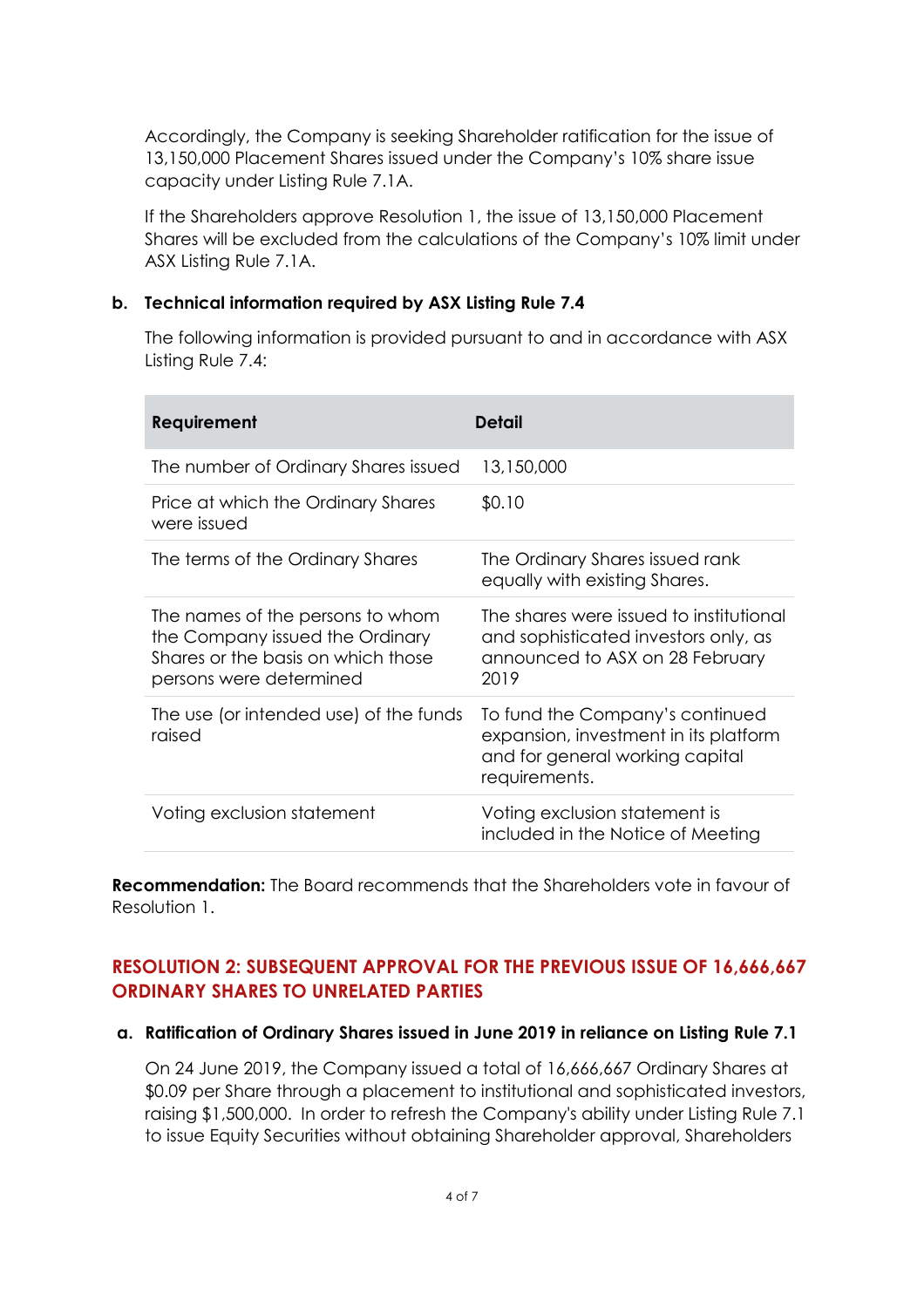Accordingly, the Company is seeking Shareholder ratification for the issue of 13,150,000 Placement Shares issued under the Company's 10% share issue capacity under Listing Rule 7.1A.

If the Shareholders approve Resolution 1, the issue of 13,150,000 Placement Shares will be excluded from the calculations of the Company's 10% limit under ASX Listing Rule 7.1A.

**b. Technical information required by ASX Listing Rule 7.4**

The following information is provided pursuant to and in accordance with ASX Listing Rule 7.4:

| Requirement | Detail |
|---|---|
| The number of Ordinary Shares issued | 13,150,000 |
| Price at which the Ordinary Shares were issued | $0.10 |
| The terms of the Ordinary Shares | The Ordinary Shares issued rank equally with existing Shares. |
| The names of the persons to whom the Company issued the Ordinary Shares or the basis on which those persons were determined | The shares were issued to institutional and sophisticated investors only, as announced to ASX on 28 February 2019 |
| The use (or intended use) of the funds raised | To fund the Company's continued expansion, investment in its platform and for general working capital requirements. |
| Voting exclusion statement | Voting exclusion statement is included in the Notice of Meeting |

**Recommendation:** The Board recommends that the Shareholders vote in favour of Resolution 1.

## RESOLUTION 2: SUBSEQUENT APPROVAL FOR THE PREVIOUS ISSUE OF 16,666,667 ORDINARY SHARES TO UNRELATED PARTIES

**a. Ratification of Ordinary Shares issued in June 2019 in reliance on Listing Rule 7.1**

On 24 June 2019, the Company issued a total of 16,666,667 Ordinary Shares at $0.09 per Share through a placement to institutional and sophisticated investors, raising $1,500,000. In order to refresh the Company's ability under Listing Rule 7.1 to issue Equity Securities without obtaining Shareholder approval, Shareholders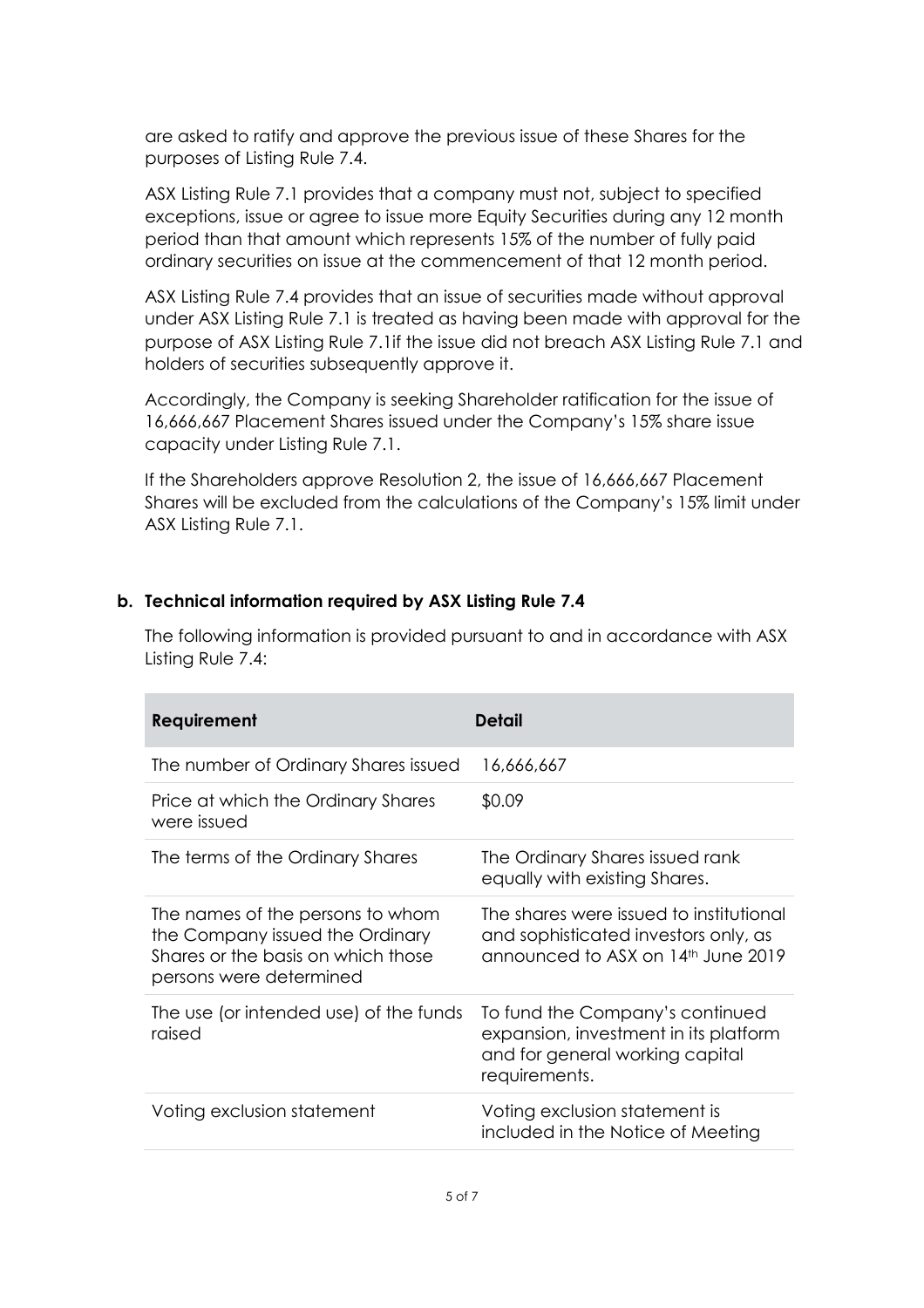are asked to ratify and approve the previous issue of these Shares for the purposes of Listing Rule 7.4.

ASX Listing Rule 7.1 provides that a company must not, subject to specified exceptions, issue or agree to issue more Equity Securities during any 12 month period than that amount which represents 15% of the number of fully paid ordinary securities on issue at the commencement of that 12 month period.

ASX Listing Rule 7.4 provides that an issue of securities made without approval under ASX Listing Rule 7.1 is treated as having been made with approval for the purpose of ASX Listing Rule 7.1if the issue did not breach ASX Listing Rule 7.1 and holders of securities subsequently approve it.

Accordingly, the Company is seeking Shareholder ratification for the issue of 16,666,667 Placement Shares issued under the Company's 15% share issue capacity under Listing Rule 7.1.

If the Shareholders approve Resolution 2, the issue of 16,666,667 Placement Shares will be excluded from the calculations of the Company's 15% limit under ASX Listing Rule 7.1.

**b. Technical information required by ASX Listing Rule 7.4**

The following information is provided pursuant to and in accordance with ASX Listing Rule 7.4:

| Requirement | Detail |
|---|---|
| The number of Ordinary Shares issued | 16,666,667 |
| Price at which the Ordinary Shares were issued | $0.09 |
| The terms of the Ordinary Shares | The Ordinary Shares issued rank equally with existing Shares. |
| The names of the persons to whom the Company issued the Ordinary Shares or the basis on which those persons were determined | The shares were issued to institutional and sophisticated investors only, as announced to ASX on 14th June 2019 |
| The use (or intended use) of the funds raised | To fund the Company's continued expansion, investment in its platform and for general working capital requirements. |
| Voting exclusion statement | Voting exclusion statement is included in the Notice of Meeting |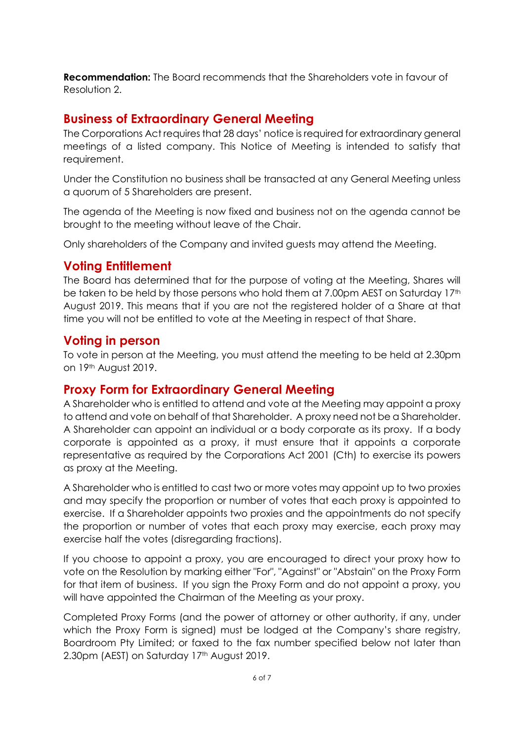**Recommendation:** The Board recommends that the Shareholders vote in favour of Resolution 2.

## Business of Extraordinary General Meeting

The Corporations Act requires that 28 days' notice is required for extraordinary general meetings of a listed company. This Notice of Meeting is intended to satisfy that requirement.

Under the Constitution no business shall be transacted at any General Meeting unless a quorum of 5 Shareholders are present.

The agenda of the Meeting is now fixed and business not on the agenda cannot be brought to the meeting without leave of the Chair.

Only shareholders of the Company and invited guests may attend the Meeting.

## Voting Entitlement

The Board has determined that for the purpose of voting at the Meeting, Shares will be taken to be held by those persons who hold them at 7.00pm AEST on Saturday 17th August 2019. This means that if you are not the registered holder of a Share at that time you will not be entitled to vote at the Meeting in respect of that Share.

## Voting in person

To vote in person at the Meeting, you must attend the meeting to be held at 2.30pm on 19th August 2019.

## Proxy Form for Extraordinary General Meeting

A Shareholder who is entitled to attend and vote at the Meeting may appoint a proxy to attend and vote on behalf of that Shareholder. A proxy need not be a Shareholder. A Shareholder can appoint an individual or a body corporate as its proxy. If a body corporate is appointed as a proxy, it must ensure that it appoints a corporate representative as required by the Corporations Act 2001 (Cth) to exercise its powers as proxy at the Meeting.

A Shareholder who is entitled to cast two or more votes may appoint up to two proxies and may specify the proportion or number of votes that each proxy is appointed to exercise. If a Shareholder appoints two proxies and the appointments do not specify the proportion or number of votes that each proxy may exercise, each proxy may exercise half the votes (disregarding fractions).

If you choose to appoint a proxy, you are encouraged to direct your proxy how to vote on the Resolution by marking either "For", "Against" or "Abstain" on the Proxy Form for that item of business. If you sign the Proxy Form and do not appoint a proxy, you will have appointed the Chairman of the Meeting as your proxy.

Completed Proxy Forms (and the power of attorney or other authority, if any, under which the Proxy Form is signed) must be lodged at the Company's share registry, Boardroom Pty Limited; or faxed to the fax number specified below not later than 2.30pm (AEST) on Saturday 17th August 2019.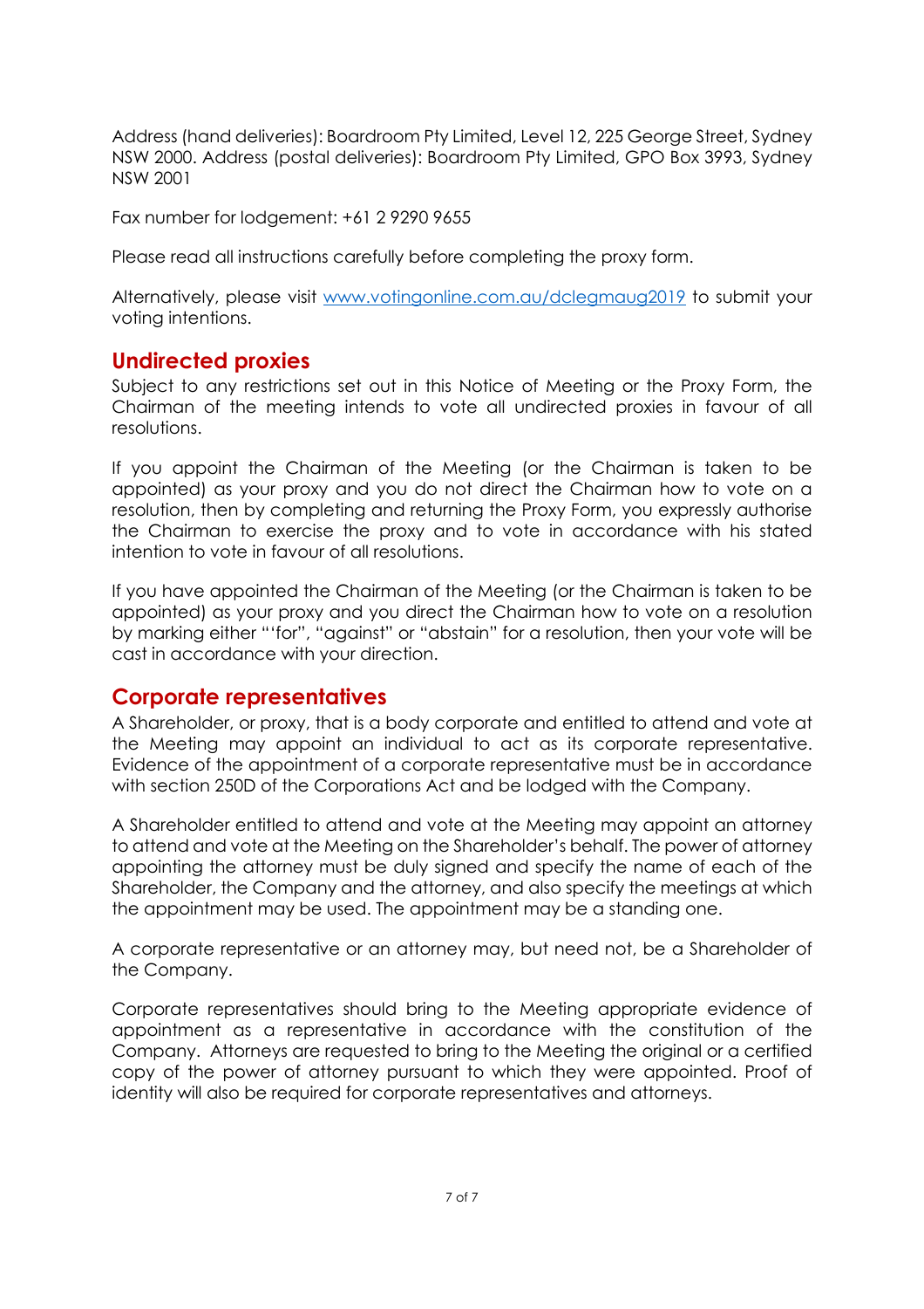Address (hand deliveries): Boardroom Pty Limited, Level 12, 225 George Street, Sydney NSW 2000. Address (postal deliveries): Boardroom Pty Limited, GPO Box 3993, Sydney NSW 2001

Fax number for lodgement: +61 2 9290 9655

Please read all instructions carefully before completing the proxy form.

Alternatively, please visit [www.votingonline.com.au/dclegmaug2019](www.votingonline.com.au/dclegmaug2019) to submit your voting intentions.

## Undirected proxies

Subject to any restrictions set out in this Notice of Meeting or the Proxy Form, the Chairman of the meeting intends to vote all undirected proxies in favour of all resolutions.

If you appoint the Chairman of the Meeting (or the Chairman is taken to be appointed) as your proxy and you do not direct the Chairman how to vote on a resolution, then by completing and returning the Proxy Form, you expressly authorise the Chairman to exercise the proxy and to vote in accordance with his stated intention to vote in favour of all resolutions.

If you have appointed the Chairman of the Meeting (or the Chairman is taken to be appointed) as your proxy and you direct the Chairman how to vote on a resolution by marking either "'for", "against" or "abstain" for a resolution, then your vote will be cast in accordance with your direction.

## Corporate representatives

A Shareholder, or proxy, that is a body corporate and entitled to attend and vote at the Meeting may appoint an individual to act as its corporate representative. Evidence of the appointment of a corporate representative must be in accordance with section 250D of the Corporations Act and be lodged with the Company.

A Shareholder entitled to attend and vote at the Meeting may appoint an attorney to attend and vote at the Meeting on the Shareholder's behalf. The power of attorney appointing the attorney must be duly signed and specify the name of each of the Shareholder, the Company and the attorney, and also specify the meetings at which the appointment may be used. The appointment may be a standing one.

A corporate representative or an attorney may, but need not, be a Shareholder of the Company.

Corporate representatives should bring to the Meeting appropriate evidence of appointment as a representative in accordance with the constitution of the Company. Attorneys are requested to bring to the Meeting the original or a certified copy of the power of attorney pursuant to which they were appointed. Proof of identity will also be required for corporate representatives and attorneys.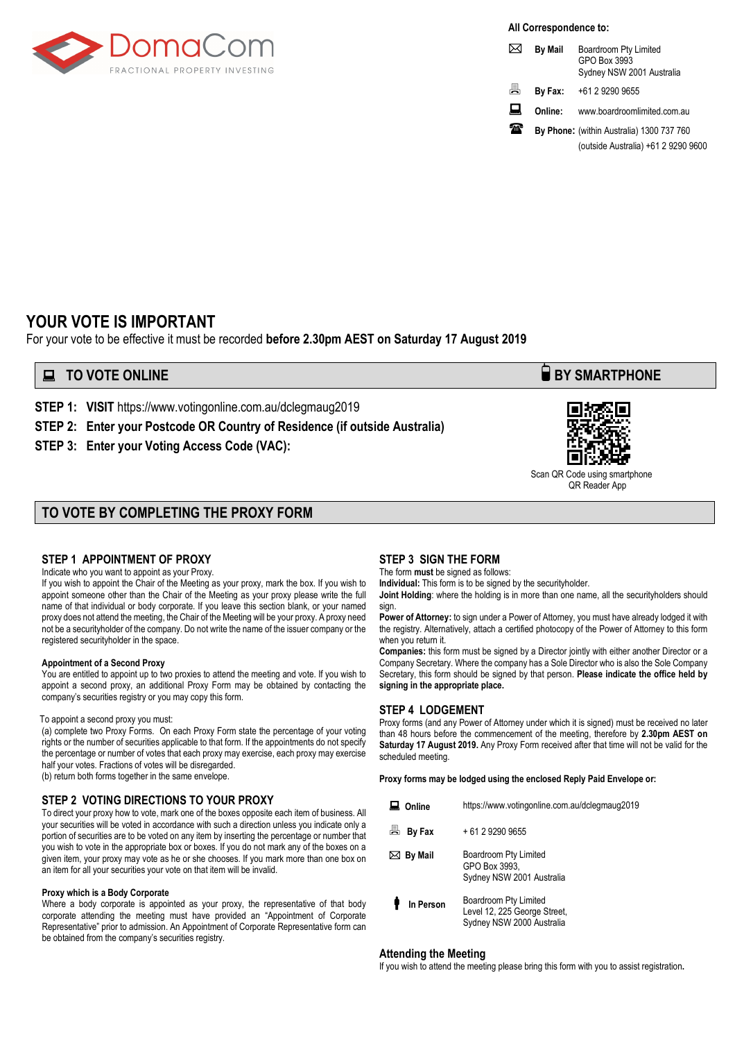DomaCom
FRACTIONAL PROPERTY INVESTING

**All Correspondence to:**

| | |
|---|---|
| **By Mail** | Boardroom Pty Limited<br>GPO Box 3993<br>Sydney NSW 2001 Australia |
| **By Fax:** | +61 2 9290 9655 |
| **Online:** | www.boardroomlimited.com.au |
| **By Phone:** | (within Australia) 1300 737 760<br>(outside Australia) +61 2 9290 9600 |

# YOUR VOTE IS IMPORTANT

For your vote to be effective it must be recorded **before 2.30pm AEST on Saturday 17 August 2019**

## TO VOTE ONLINE

**STEP 1: VISIT** https://www.votingonline.com.au/dclegmaug2019

**STEP 2: Enter your Postcode OR Country of Residence (if outside Australia)**

**STEP 3: Enter your Voting Access Code (VAC):**

## BY SMARTPHONE

Scan QR Code using smartphone QR Reader App

## TO VOTE BY COMPLETING THE PROXY FORM

### STEP 1 APPOINTMENT OF PROXY

Indicate who you want to appoint as your Proxy.

If you wish to appoint the Chair of the Meeting as your proxy, mark the box. If you wish to appoint someone other than the Chair of the Meeting as your proxy please write the full name of that individual or body corporate. If you leave this section blank, or your named proxy does not attend the meeting, the Chair of the Meeting will be your proxy. A proxy need not be a securityholder of the company. Do not write the name of the issuer company or the registered securityholder in the space.

**Appointment of a Second Proxy**

You are entitled to appoint up to two proxies to attend the meeting and vote. If you wish to appoint a second proxy, an additional Proxy Form may be obtained by contacting the company's securities registry or you may copy this form.

To appoint a second proxy you must:

(a) complete two Proxy Forms. On each Proxy Form state the percentage of your voting rights or the number of securities applicable to that form. If the appointments do not specify the percentage or number of votes that each proxy may exercise, each proxy may exercise half your votes. Fractions of votes will be disregarded.

(b) return both forms together in the same envelope.

### STEP 2 VOTING DIRECTIONS TO YOUR PROXY

To direct your proxy how to vote, mark one of the boxes opposite each item of business. All your securities will be voted in accordance with such a direction unless you indicate only a portion of securities are to be voted on any item by inserting the percentage or number that you wish to vote in the appropriate box or boxes. If you do not mark any of the boxes on a given item, your proxy may vote as he or she chooses. If you mark more than one box on an item for all your securities your vote on that item will be invalid.

**Proxy which is a Body Corporate**

Where a body corporate is appointed as your proxy, the representative of that body corporate attending the meeting must have provided an "Appointment of Corporate Representative" prior to admission. An Appointment of Corporate Representative form can be obtained from the company's securities registry.

### STEP 3 SIGN THE FORM

The form **must** be signed as follows:

**Individual:** This form is to be signed by the securityholder.

**Joint Holding**: where the holding is in more than one name, all the securityholders should sign.

**Power of Attorney:** to sign under a Power of Attorney, you must have already lodged it with the registry. Alternatively, attach a certified photocopy of the Power of Attorney to this form when you return it.

**Companies:** this form must be signed by a Director jointly with either another Director or a Company Secretary. Where the company has a Sole Director who is also the Sole Company Secretary, this form should be signed by that person. **Please indicate the office held by signing in the appropriate place.**

### STEP 4 LODGEMENT

Proxy forms (and any Power of Attorney under which it is signed) must be received no later than 48 hours before the commencement of the meeting, therefore by **2.30pm AEST on Saturday 17 August 2019.** Any Proxy Form received after that time will not be valid for the scheduled meeting.

**Proxy forms may be lodged using the enclosed Reply Paid Envelope or:**

| | |
|---|---|
| **Online** | https://www.votingonline.com.au/dclegmaug2019 |
| **By Fax** | + 61 2 9290 9655 |
| **By Mail** | Boardroom Pty Limited<br>GPO Box 3993,<br>Sydney NSW 2001 Australia |
| **In Person** | Boardroom Pty Limited<br>Level 12, 225 George Street,<br>Sydney NSW 2000 Australia |

### Attending the Meeting

If you wish to attend the meeting please bring this form with you to assist registration.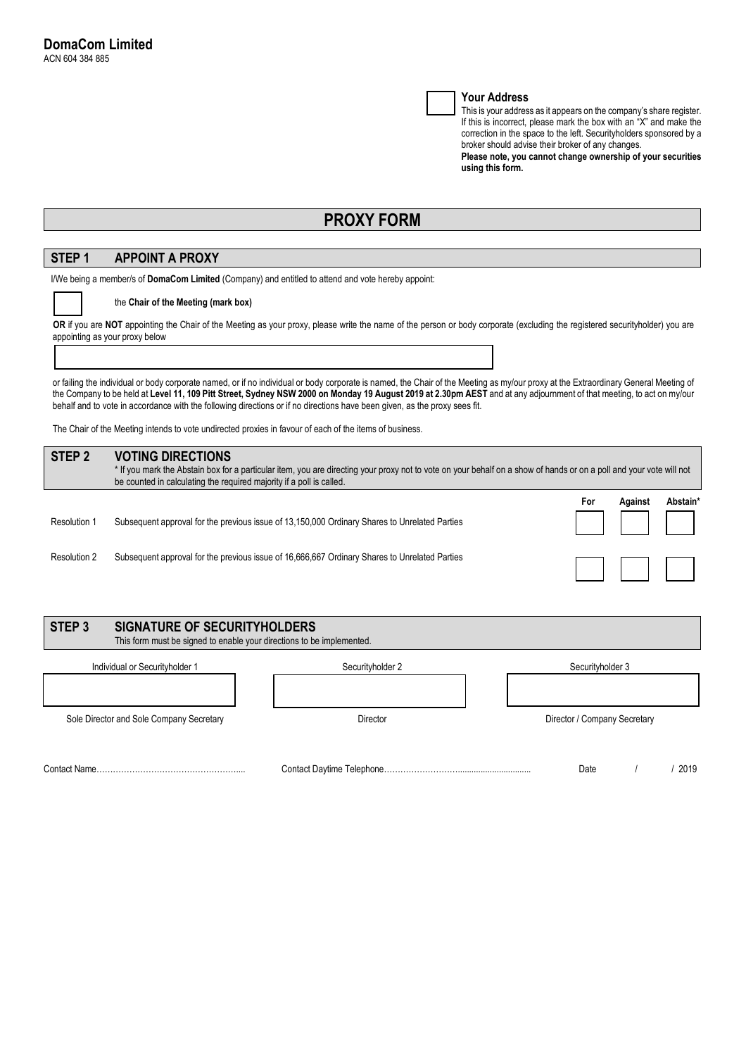# DomaCom Limited

ACN 604 384 885

**Your Address**

This is your address as it appears on the company's share register. If this is incorrect, please mark the box with an "X" and make the correction in the space to the left. Securityholders sponsored by a broker should advise their broker of any changes.

**Please note, you cannot change ownership of your securities using this form.**

## PROXY FORM

### STEP 1 APPOINT A PROXY

I/We being a member/s of **DomaCom Limited** (Company) and entitled to attend and vote hereby appoint:

☐ the **Chair of the Meeting (mark box)**

**OR** if you are **NOT** appointing the Chair of the Meeting as your proxy, please write the name of the person or body corporate (excluding the registered securityholder) you are appointing as your proxy below

or failing the individual or body corporate named, or if no individual or body corporate is named, the Chair of the Meeting as my/our proxy at the Extraordinary General Meeting of the Company to be held at **Level 11, 109 Pitt Street, Sydney NSW 2000 on Monday 19 August 2019 at 2.30pm AEST** and at any adjournment of that meeting, to act on my/our behalf and to vote in accordance with the following directions or if no directions have been given, as the proxy sees fit.

The Chair of the Meeting intends to vote undirected proxies in favour of each of the items of business.

### STEP 2 VOTING DIRECTIONS

* If you mark the Abstain box for a particular item, you are directing your proxy not to vote on your behalf on a show of hands or on a poll and your vote will not be counted in calculating the required majority if a poll is called.

| | | For | Against | Abstain* |
|---|---|---|---|---|
| Resolution 1 | Subsequent approval for the previous issue of 13,150,000 Ordinary Shares to Unrelated Parties | ☐ | ☐ | ☐ |
| Resolution 2 | Subsequent approval for the previous issue of 16,666,667 Ordinary Shares to Unrelated Parties | ☐ | ☐ | ☐ |

### STEP 3 SIGNATURE OF SECURITYHOLDERS

This form must be signed to enable your directions to be implemented.

| Individual or Securityholder 1 | Securityholder 2 | Securityholder 3 |
|---|---|---|
| | | |
| Sole Director and Sole Company Secretary | Director | Director / Company Secretary |

Contact Name…………………………………………….... Contact Daytime Telephone………………………............................... Date / / 2019